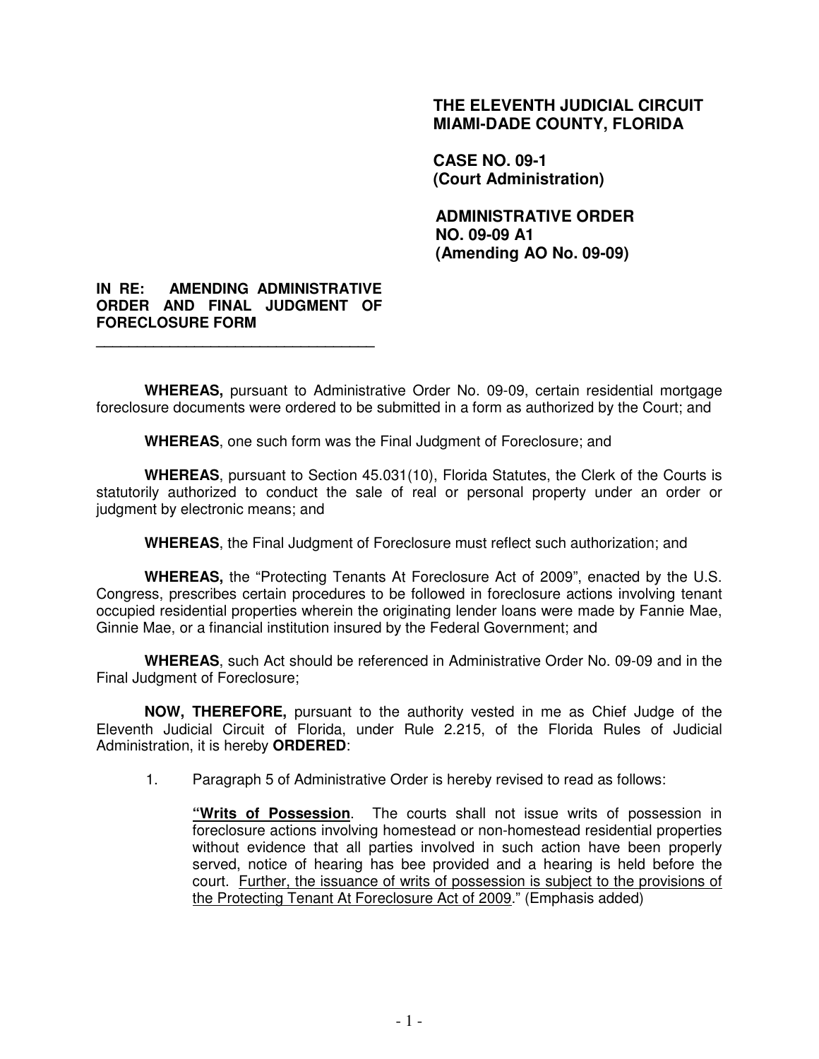**THE ELEVENTH JUDICIAL CIRCUIT**
**MIAMI-DADE COUNTY, FLORIDA**

**CASE NO. 09-1**
**(Court Administration)**

**ADMINISTRATIVE ORDER**
**NO. 09-09 A1**
**(Amending AO No. 09-09)**

**IN RE: AMENDING ADMINISTRATIVE ORDER AND FINAL JUDGMENT OF FORECLOSURE FORM**

---

**WHEREAS,** pursuant to Administrative Order No. 09-09, certain residential mortgage foreclosure documents were ordered to be submitted in a form as authorized by the Court; and

**WHEREAS**, one such form was the Final Judgment of Foreclosure; and

**WHEREAS**, pursuant to Section 45.031(10), Florida Statutes, the Clerk of the Courts is statutorily authorized to conduct the sale of real or personal property under an order or judgment by electronic means; and

**WHEREAS**, the Final Judgment of Foreclosure must reflect such authorization; and

**WHEREAS,** the "Protecting Tenants At Foreclosure Act of 2009", enacted by the U.S. Congress, prescribes certain procedures to be followed in foreclosure actions involving tenant occupied residential properties wherein the originating lender loans were made by Fannie Mae, Ginnie Mae, or a financial institution insured by the Federal Government; and

**WHEREAS**, such Act should be referenced in Administrative Order No. 09-09 and in the Final Judgment of Foreclosure;

**NOW, THEREFORE,** pursuant to the authority vested in me as Chief Judge of the Eleventh Judicial Circuit of Florida, under Rule 2.215, of the Florida Rules of Judicial Administration, it is hereby **ORDERED**:

1. Paragraph 5 of Administrative Order is hereby revised to read as follows:

   **"Writs of Possession**. The courts shall not issue writs of possession in foreclosure actions involving homestead or non-homestead residential properties without evidence that all parties involved in such action have been properly served, notice of hearing has bee provided and a hearing is held before the court. Further, the issuance of writs of possession is subject to the provisions of the Protecting Tenant At Foreclosure Act of 2009." (Emphasis added)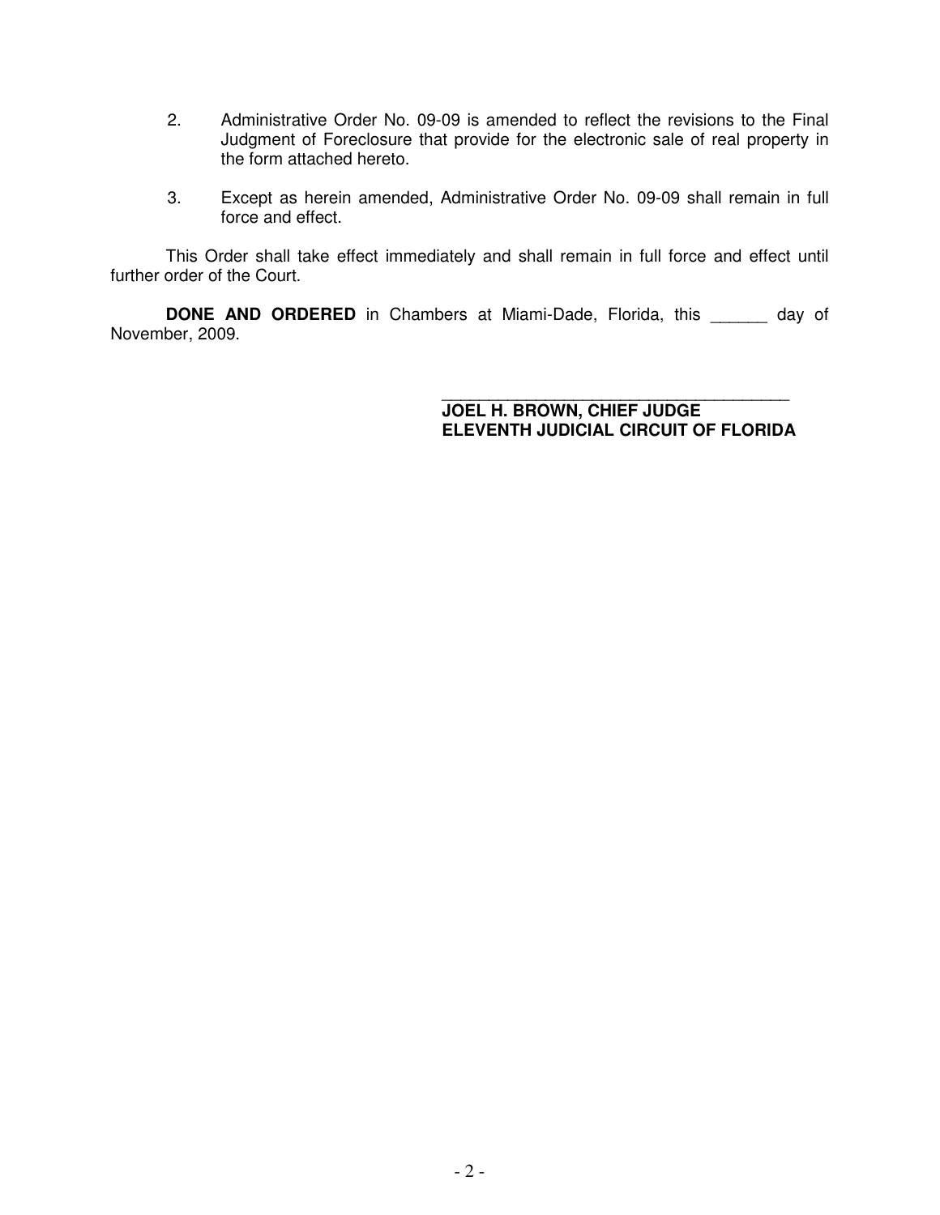2. Administrative Order No. 09-09 is amended to reflect the revisions to the Final Judgment of Foreclosure that provide for the electronic sale of real property in the form attached hereto.

3. Except as herein amended, Administrative Order No. 09-09 shall remain in full force and effect.

This Order shall take effect immediately and shall remain in full force and effect until further order of the Court.

**DONE AND ORDERED** in Chambers at Miami-Dade, Florida, this ______ day of November, 2009.

_______________________________________

**JOEL H. BROWN, CHIEF JUDGE**
**ELEVENTH JUDICIAL CIRCUIT OF FLORIDA**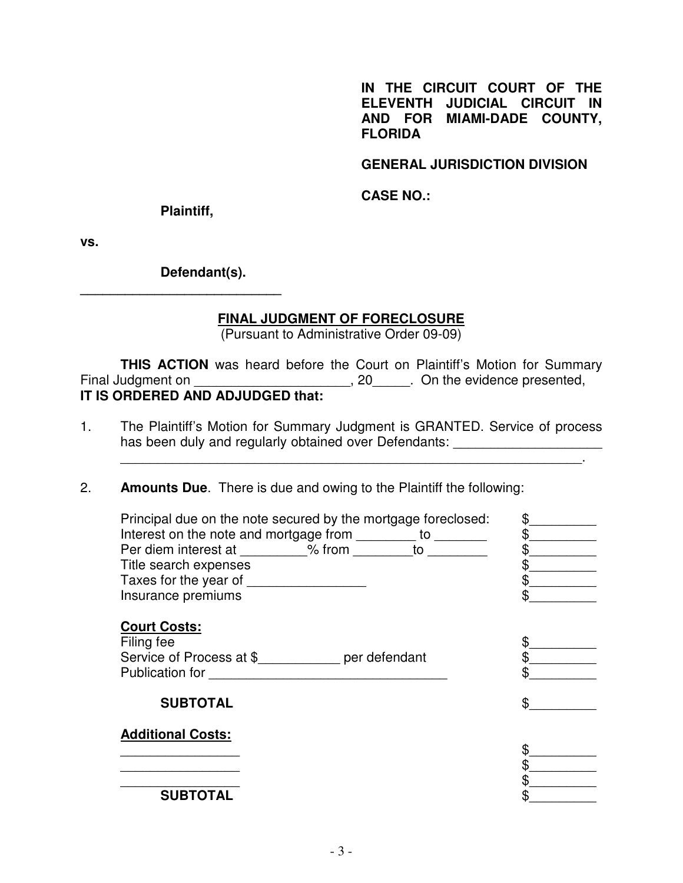**IN THE CIRCUIT COURT OF THE ELEVENTH JUDICIAL CIRCUIT IN AND FOR MIAMI-DADE COUNTY, FLORIDA**

**GENERAL JURISDICTION DIVISION**

**CASE NO.:**

**Plaintiff,**

**vs.**

**Defendant(s).**
\_\_\_\_\_\_\_\_\_\_\_\_\_\_\_\_\_\_\_\_\_\_\_\_\_\_\_\_

**FINAL JUDGMENT OF FORECLOSURE**
(Pursuant to Administrative Order 09-09)

**THIS ACTION** was heard before the Court on Plaintiff's Motion for Summary Final Judgment on \_\_\_\_\_\_\_\_\_\_\_\_\_\_\_\_\_\_\_\_\_, 20\_\_\_\_\_. On the evidence presented, **IT IS ORDERED AND ADJUDGED that:**

1. The Plaintiff's Motion for Summary Judgment is GRANTED. Service of process has been duly and regularly obtained over Defendants: \_\_\_\_\_\_\_\_\_\_\_\_\_\_\_\_\_\_\_\_ \_\_\_\_\_\_\_\_\_\_\_\_\_\_\_\_\_\_\_\_\_\_\_\_\_\_\_\_\_\_\_\_\_\_\_\_\_\_\_\_\_\_\_\_\_\_\_\_\_\_\_\_\_\_\_\_\_\_\_\_\_\_.

2. **Amounts Due**. There is due and owing to the Plaintiff the following:

| | |
|---|---|
| Principal due on the note secured by the mortgage foreclosed: | \$\_\_\_\_\_\_\_\_\_ |
| Interest on the note and mortgage from \_\_\_\_\_\_\_\_ to \_\_\_\_\_\_\_ | \$\_\_\_\_\_\_\_\_\_ |
| Per diem interest at \_\_\_\_\_\_\_\_\_% from \_\_\_\_\_\_\_\_ to \_\_\_\_\_\_\_\_ | \$\_\_\_\_\_\_\_\_\_ |
| Title search expenses | \$\_\_\_\_\_\_\_\_\_ |
| Taxes for the year of \_\_\_\_\_\_\_\_\_\_\_\_\_\_\_\_ | \$\_\_\_\_\_\_\_\_\_ |
| Insurance premiums | \$\_\_\_\_\_\_\_\_\_ |
| **Court Costs:** | |
| Filing fee | \$\_\_\_\_\_\_\_\_\_ |
| Service of Process at \$\_\_\_\_\_\_\_\_\_\_\_ per defendant | \$\_\_\_\_\_\_\_\_\_ |
| Publication for \_\_\_\_\_\_\_\_\_\_\_\_\_\_\_\_\_\_\_\_\_\_\_\_\_\_\_\_\_\_\_\_\_ | \$\_\_\_\_\_\_\_\_\_ |
| **SUBTOTAL** | \$\_\_\_\_\_\_\_\_\_ |
| **Additional Costs:** | |
| \_\_\_\_\_\_\_\_\_\_\_\_\_\_\_\_ | \$\_\_\_\_\_\_\_\_\_ |
| \_\_\_\_\_\_\_\_\_\_\_\_\_\_\_\_ | \$\_\_\_\_\_\_\_\_\_ |
| \_\_\_\_\_\_\_\_\_\_\_\_\_\_\_\_ | \$\_\_\_\_\_\_\_\_\_ |
| **SUBTOTAL** | \$\_\_\_\_\_\_\_\_\_ |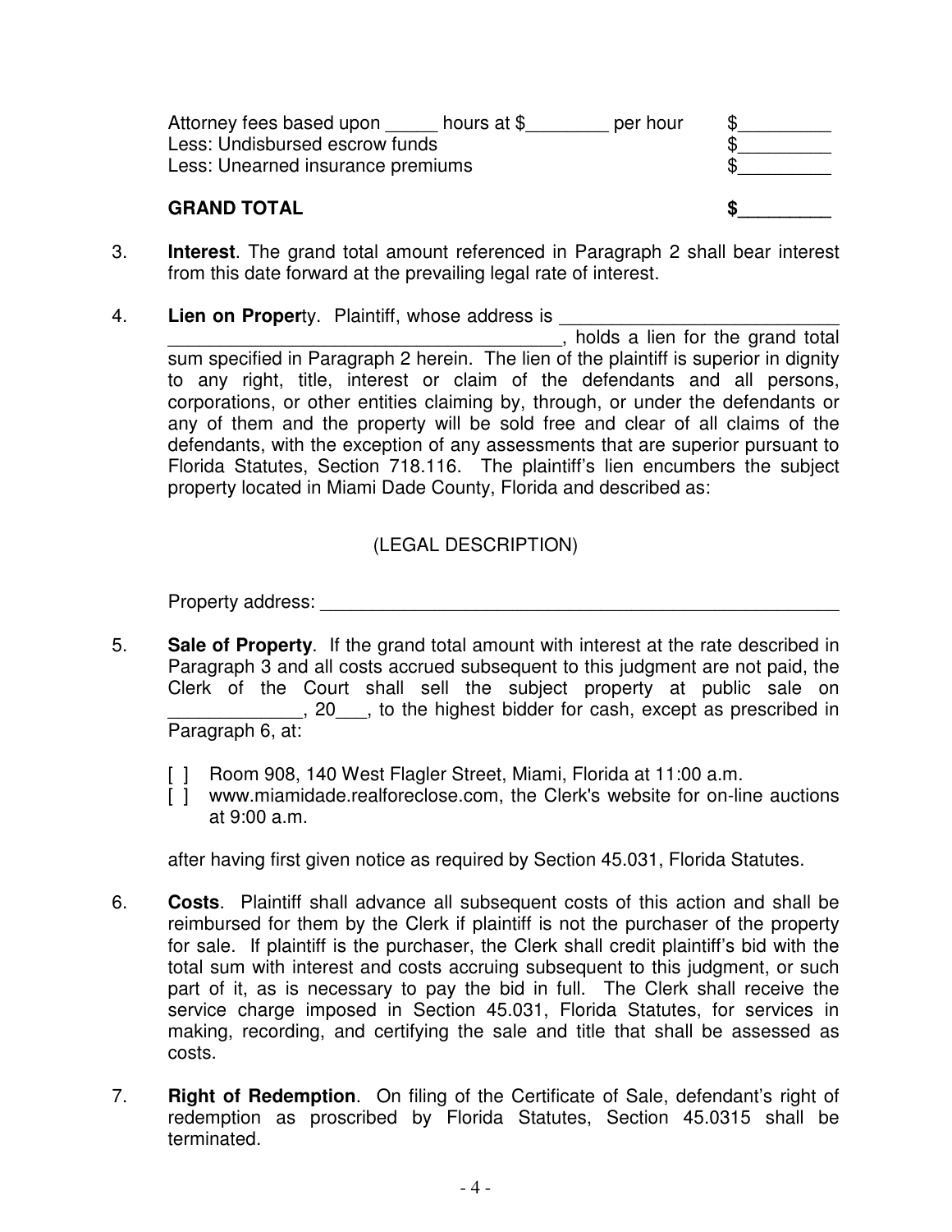| | |
|---|---|
| Attorney fees based upon _____ hours at $________ per hour | $_________ |
| Less: Undisbursed escrow funds | $_________ |
| Less: Unearned insurance premiums | $_________ |
| **GRAND TOTAL** | **$_________** |

3. **Interest**. The grand total amount referenced in Paragraph 2 shall bear interest from this date forward at the prevailing legal rate of interest.

4. **Lien on Property**. Plaintiff, whose address is ___________________________ ________________________________________, holds a lien for the grand total sum specified in Paragraph 2 herein. The lien of the plaintiff is superior in dignity to any right, title, interest or claim of the defendants and all persons, corporations, or other entities claiming by, through, or under the defendants or any of them and the property will be sold free and clear of all claims of the defendants, with the exception of any assessments that are superior pursuant to Florida Statutes, Section 718.116. The plaintiff's lien encumbers the subject property located in Miami Dade County, Florida and described as:

   (LEGAL DESCRIPTION)

   Property address: ______________________________________________________

5. **Sale of Property**. If the grand total amount with interest at the rate described in Paragraph 3 and all costs accrued subsequent to this judgment are not paid, the Clerk of the Court shall sell the subject property at public sale on _____________, 20___, to the highest bidder for cash, except as prescribed in Paragraph 6, at:

   [ ] Room 908, 140 West Flagler Street, Miami, Florida at 11:00 a.m.
   [ ] www.miamidade.realforeclose.com, the Clerk's website for on-line auctions at 9:00 a.m.

   after having first given notice as required by Section 45.031, Florida Statutes.

6. **Costs**. Plaintiff shall advance all subsequent costs of this action and shall be reimbursed for them by the Clerk if plaintiff is not the purchaser of the property for sale. If plaintiff is the purchaser, the Clerk shall credit plaintiff's bid with the total sum with interest and costs accruing subsequent to this judgment, or such part of it, as is necessary to pay the bid in full. The Clerk shall receive the service charge imposed in Section 45.031, Florida Statutes, for services in making, recording, and certifying the sale and title that shall be assessed as costs.

7. **Right of Redemption**. On filing of the Certificate of Sale, defendant's right of redemption as proscribed by Florida Statutes, Section 45.0315 shall be terminated.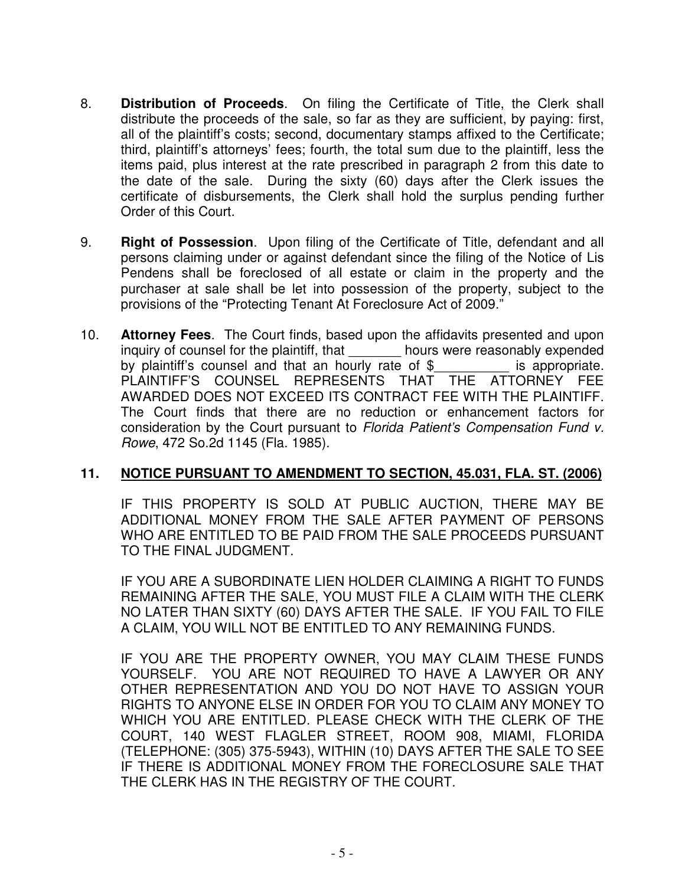8. **Distribution of Proceeds**. On filing the Certificate of Title, the Clerk shall distribute the proceeds of the sale, so far as they are sufficient, by paying: first, all of the plaintiff's costs; second, documentary stamps affixed to the Certificate; third, plaintiff's attorneys' fees; fourth, the total sum due to the plaintiff, less the items paid, plus interest at the rate prescribed in paragraph 2 from this date to the date of the sale. During the sixty (60) days after the Clerk issues the certificate of disbursements, the Clerk shall hold the surplus pending further Order of this Court.

9. **Right of Possession**. Upon filing of the Certificate of Title, defendant and all persons claiming under or against defendant since the filing of the Notice of Lis Pendens shall be foreclosed of all estate or claim in the property and the purchaser at sale shall be let into possession of the property, subject to the provisions of the "Protecting Tenant At Foreclosure Act of 2009."

10. **Attorney Fees**. The Court finds, based upon the affidavits presented and upon inquiry of counsel for the plaintiff, that _______ hours were reasonably expended by plaintiff's counsel and that an hourly rate of $__________ is appropriate. PLAINTIFF'S COUNSEL REPRESENTS THAT THE ATTORNEY FEE AWARDED DOES NOT EXCEED ITS CONTRACT FEE WITH THE PLAINTIFF. The Court finds that there are no reduction or enhancement factors for consideration by the Court pursuant to *Florida Patient's Compensation Fund v. Rowe*, 472 So.2d 1145 (Fla. 1985).

**11. <u>NOTICE PURSUANT TO AMENDMENT TO SECTION, 45.031, FLA. ST. (2006)</u>**

IF THIS PROPERTY IS SOLD AT PUBLIC AUCTION, THERE MAY BE ADDITIONAL MONEY FROM THE SALE AFTER PAYMENT OF PERSONS WHO ARE ENTITLED TO BE PAID FROM THE SALE PROCEEDS PURSUANT TO THE FINAL JUDGMENT.

IF YOU ARE A SUBORDINATE LIEN HOLDER CLAIMING A RIGHT TO FUNDS REMAINING AFTER THE SALE, YOU MUST FILE A CLAIM WITH THE CLERK NO LATER THAN SIXTY (60) DAYS AFTER THE SALE. IF YOU FAIL TO FILE A CLAIM, YOU WILL NOT BE ENTITLED TO ANY REMAINING FUNDS.

IF YOU ARE THE PROPERTY OWNER, YOU MAY CLAIM THESE FUNDS YOURSELF. YOU ARE NOT REQUIRED TO HAVE A LAWYER OR ANY OTHER REPRESENTATION AND YOU DO NOT HAVE TO ASSIGN YOUR RIGHTS TO ANYONE ELSE IN ORDER FOR YOU TO CLAIM ANY MONEY TO WHICH YOU ARE ENTITLED. PLEASE CHECK WITH THE CLERK OF THE COURT, 140 WEST FLAGLER STREET, ROOM 908, MIAMI, FLORIDA (TELEPHONE: (305) 375-5943), WITHIN (10) DAYS AFTER THE SALE TO SEE IF THERE IS ADDITIONAL MONEY FROM THE FORECLOSURE SALE THAT THE CLERK HAS IN THE REGISTRY OF THE COURT.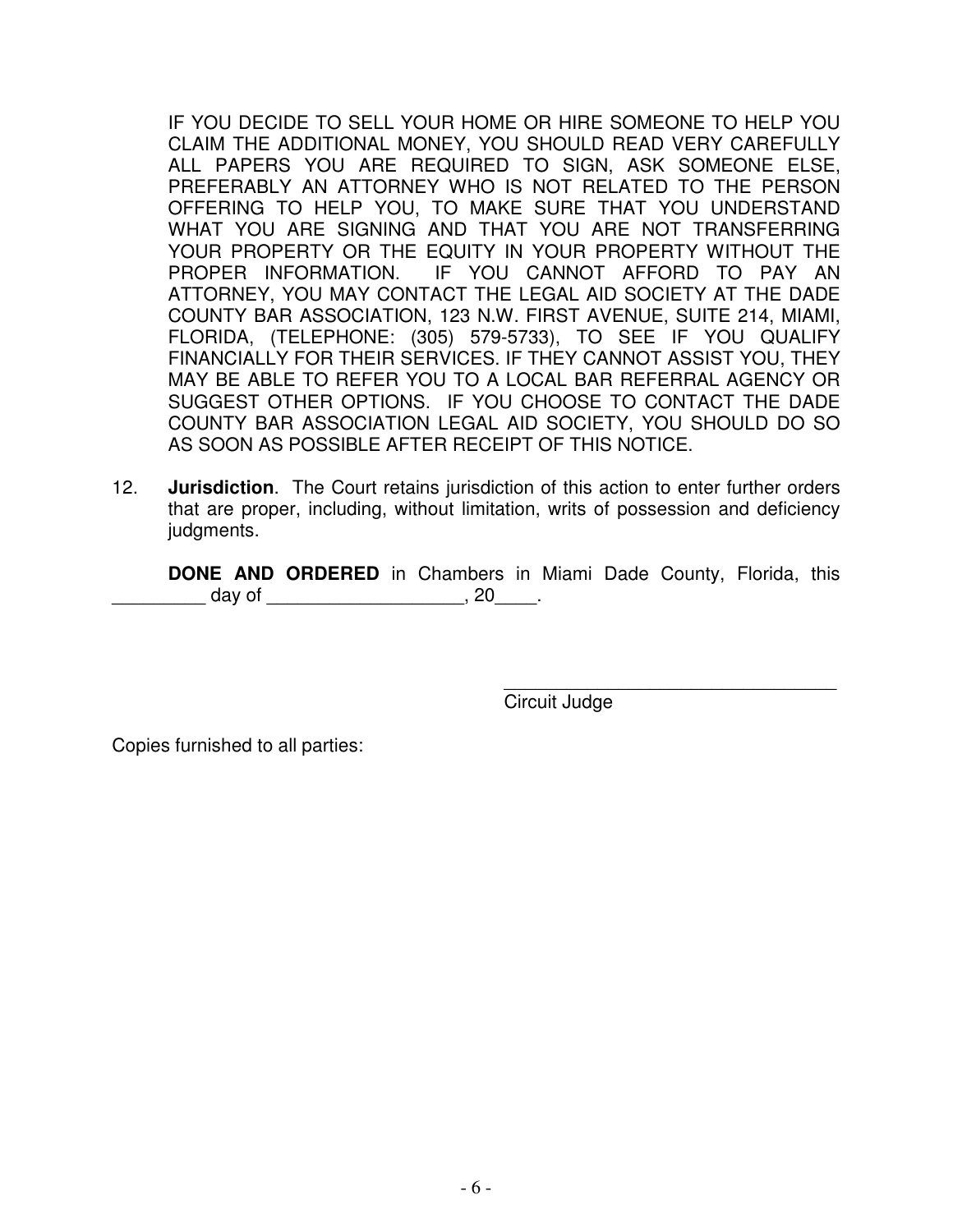IF YOU DECIDE TO SELL YOUR HOME OR HIRE SOMEONE TO HELP YOU CLAIM THE ADDITIONAL MONEY, YOU SHOULD READ VERY CAREFULLY ALL PAPERS YOU ARE REQUIRED TO SIGN, ASK SOMEONE ELSE, PREFERABLY AN ATTORNEY WHO IS NOT RELATED TO THE PERSON OFFERING TO HELP YOU, TO MAKE SURE THAT YOU UNDERSTAND WHAT YOU ARE SIGNING AND THAT YOU ARE NOT TRANSFERRING YOUR PROPERTY OR THE EQUITY IN YOUR PROPERTY WITHOUT THE PROPER INFORMATION. IF YOU CANNOT AFFORD TO PAY AN ATTORNEY, YOU MAY CONTACT THE LEGAL AID SOCIETY AT THE DADE COUNTY BAR ASSOCIATION, 123 N.W. FIRST AVENUE, SUITE 214, MIAMI, FLORIDA, (TELEPHONE: (305) 579-5733), TO SEE IF YOU QUALIFY FINANCIALLY FOR THEIR SERVICES. IF THEY CANNOT ASSIST YOU, THEY MAY BE ABLE TO REFER YOU TO A LOCAL BAR REFERRAL AGENCY OR SUGGEST OTHER OPTIONS. IF YOU CHOOSE TO CONTACT THE DADE COUNTY BAR ASSOCIATION LEGAL AID SOCIETY, YOU SHOULD DO SO AS SOON AS POSSIBLE AFTER RECEIPT OF THIS NOTICE.

12. **Jurisdiction**. The Court retains jurisdiction of this action to enter further orders that are proper, including, without limitation, writs of possession and deficiency judgments.

**DONE AND ORDERED** in Chambers in Miami Dade County, Florida, this _________ day of ___________________, 20____.

__________________________________
Circuit Judge

Copies furnished to all parties: